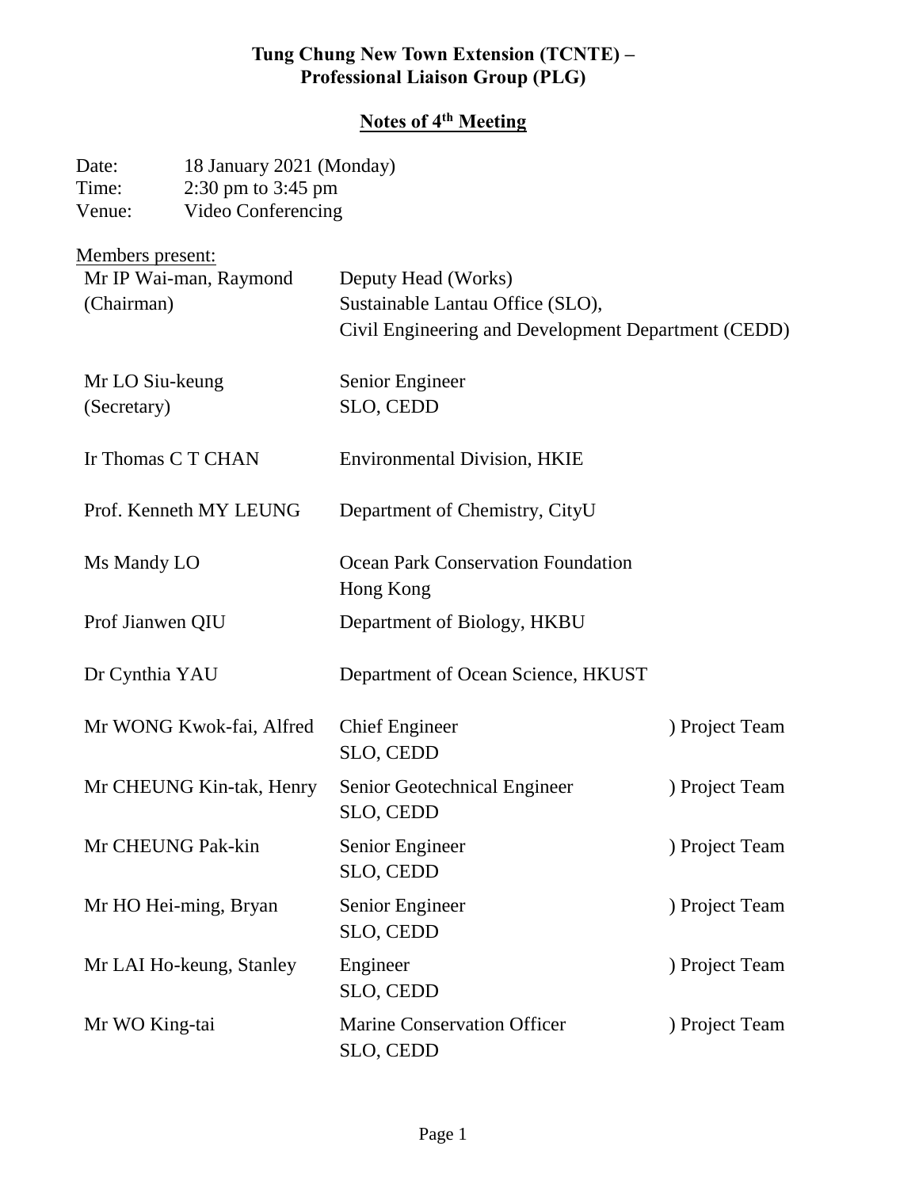## Tung Chung New Town Extension (TCNTE) – Professional Liaison Group (PLG)

## Notes of 4th Meeting

Date: 18 January 2021 (Monday)
Time: 2:30 pm to 3:45 pm
Venue: Video Conferencing

Members present:

| | | |
|---|---|---|
| Mr IP Wai-man, Raymond (Chairman) | Deputy Head (Works) Sustainable Lantau Office (SLO), Civil Engineering and Development Department (CEDD) | |
| Mr LO Siu-keung (Secretary) | Senior Engineer SLO, CEDD | |
| Ir Thomas C T CHAN | Environmental Division, HKIE | |
| Prof. Kenneth MY LEUNG | Department of Chemistry, CityU | |
| Ms Mandy LO | Ocean Park Conservation Foundation Hong Kong | |
| Prof Jianwen QIU | Department of Biology, HKBU | |
| Dr Cynthia YAU | Department of Ocean Science, HKUST | |
| Mr WONG Kwok-fai, Alfred | Chief Engineer SLO, CEDD | ) Project Team |
| Mr CHEUNG Kin-tak, Henry | Senior Geotechnical Engineer SLO, CEDD | ) Project Team |
| Mr CHEUNG Pak-kin | Senior Engineer SLO, CEDD | ) Project Team |
| Mr HO Hei-ming, Bryan | Senior Engineer SLO, CEDD | ) Project Team |
| Mr LAI Ho-keung, Stanley | Engineer SLO, CEDD | ) Project Team |
| Mr WO King-tai | Marine Conservation Officer SLO, CEDD | ) Project Team |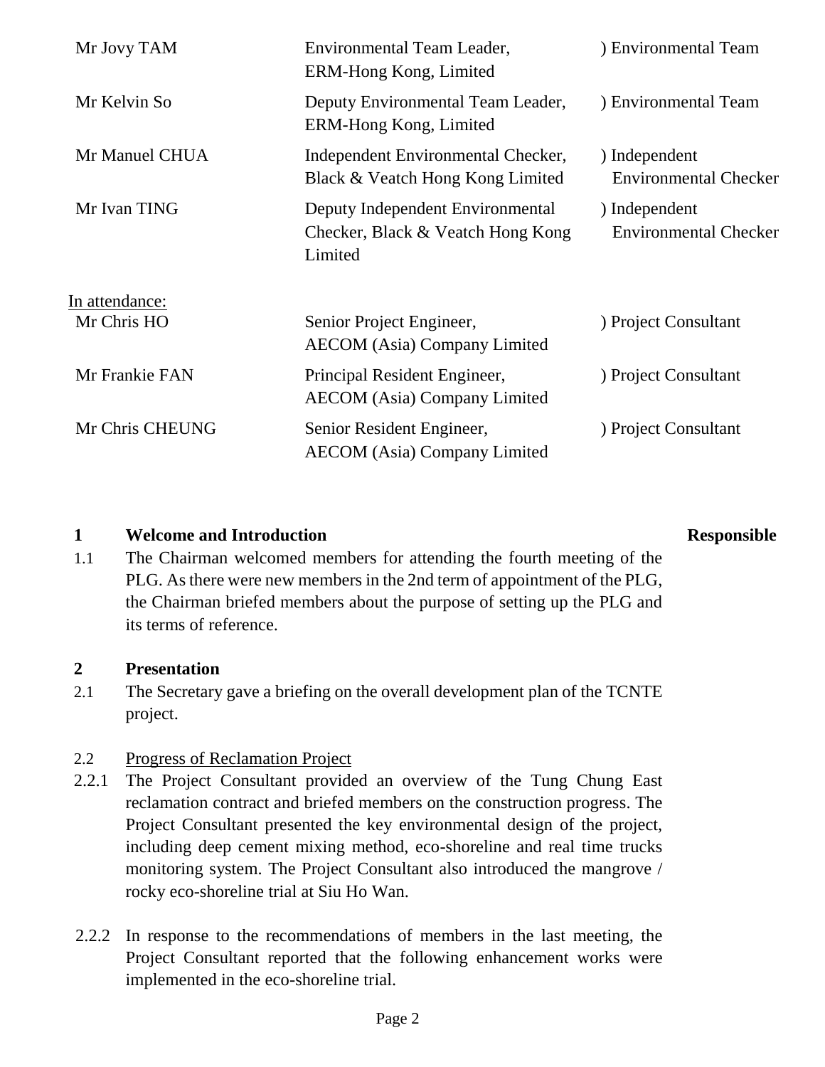| | | |
|---|---|---|
| Mr Jovy TAM | Environmental Team Leader, ERM-Hong Kong, Limited | ) Environmental Team |
| Mr Kelvin So | Deputy Environmental Team Leader, ERM-Hong Kong, Limited | ) Environmental Team |
| Mr Manuel CHUA | Independent Environmental Checker, Black & Veatch Hong Kong Limited | ) Independent Environmental Checker |
| Mr Ivan TING | Deputy Independent Environmental Checker, Black & Veatch Hong Kong Limited | ) Independent Environmental Checker |

In attendance:

| | | |
|---|---|---|
| Mr Chris HO | Senior Project Engineer, AECOM (Asia) Company Limited | ) Project Consultant |
| Mr Frankie FAN | Principal Resident Engineer, AECOM (Asia) Company Limited | ) Project Consultant |
| Mr Chris CHEUNG | Senior Resident Engineer, AECOM (Asia) Company Limited | ) Project Consultant |

**1 Welcome and Introduction** **Responsible**

1.1 The Chairman welcomed members for attending the fourth meeting of the PLG. As there were new members in the 2nd term of appointment of the PLG, the Chairman briefed members about the purpose of setting up the PLG and its terms of reference.

**2 Presentation**

2.1 The Secretary gave a briefing on the overall development plan of the TCNTE project.

2.2 Progress of Reclamation Project

2.2.1 The Project Consultant provided an overview of the Tung Chung East reclamation contract and briefed members on the construction progress. The Project Consultant presented the key environmental design of the project, including deep cement mixing method, eco-shoreline and real time trucks monitoring system. The Project Consultant also introduced the mangrove / rocky eco-shoreline trial at Siu Ho Wan.

2.2.2 In response to the recommendations of members in the last meeting, the Project Consultant reported that the following enhancement works were implemented in the eco-shoreline trial.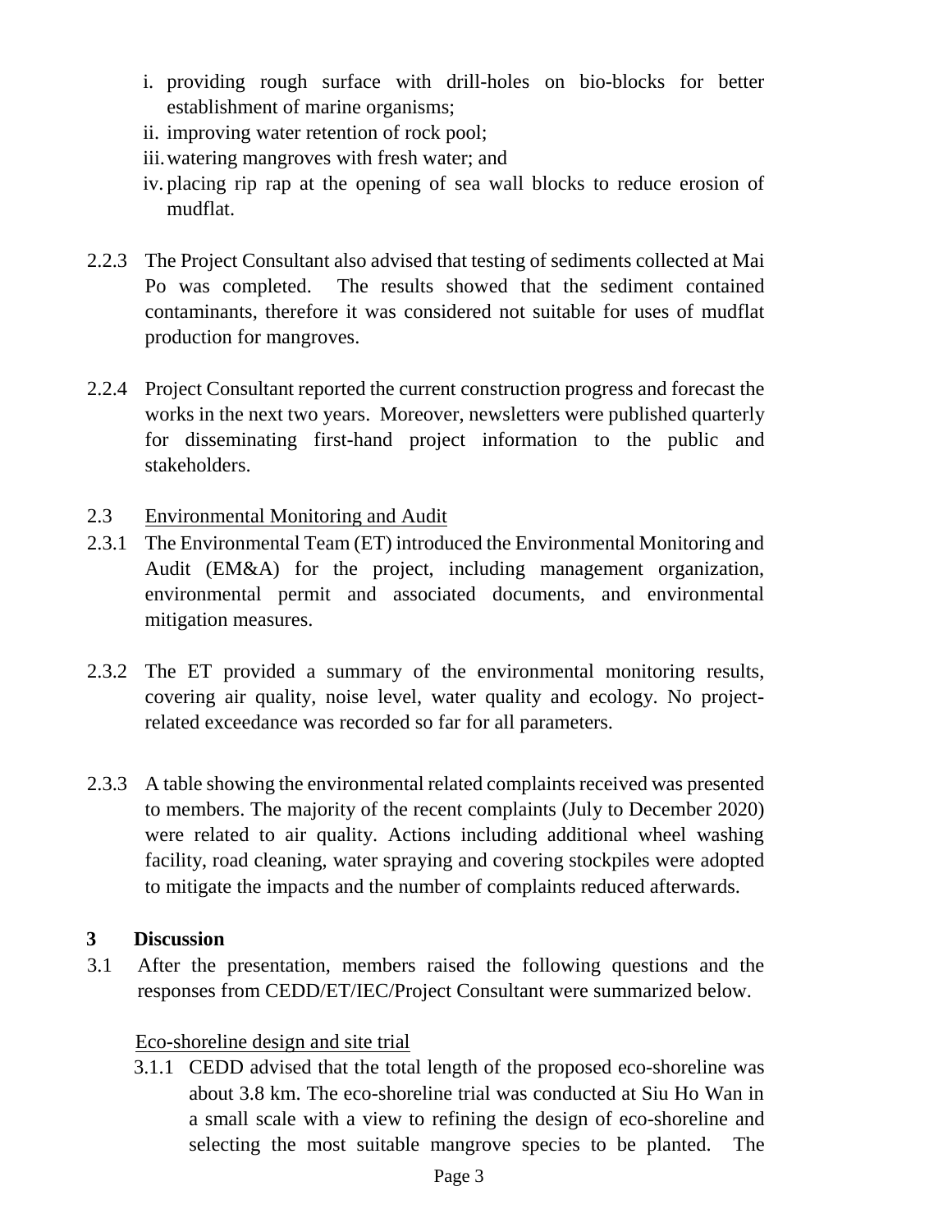i. providing rough surface with drill-holes on bio-blocks for better establishment of marine organisms;
ii. improving water retention of rock pool;
iii. watering mangroves with fresh water; and
iv. placing rip rap at the opening of sea wall blocks to reduce erosion of mudflat.

2.2.3 The Project Consultant also advised that testing of sediments collected at Mai Po was completed. The results showed that the sediment contained contaminants, therefore it was considered not suitable for uses of mudflat production for mangroves.

2.2.4 Project Consultant reported the current construction progress and forecast the works in the next two years. Moreover, newsletters were published quarterly for disseminating first-hand project information to the public and stakeholders.

2.3 Environmental Monitoring and Audit

2.3.1 The Environmental Team (ET) introduced the Environmental Monitoring and Audit (EM&A) for the project, including management organization, environmental permit and associated documents, and environmental mitigation measures.

2.3.2 The ET provided a summary of the environmental monitoring results, covering air quality, noise level, water quality and ecology. No project-related exceedance was recorded so far for all parameters.

2.3.3 A table showing the environmental related complaints received was presented to members. The majority of the recent complaints (July to December 2020) were related to air quality. Actions including additional wheel washing facility, road cleaning, water spraying and covering stockpiles were adopted to mitigate the impacts and the number of complaints reduced afterwards.

## 3 Discussion

3.1 After the presentation, members raised the following questions and the responses from CEDD/ET/IEC/Project Consultant were summarized below.

Eco-shoreline design and site trial

3.1.1 CEDD advised that the total length of the proposed eco-shoreline was about 3.8 km. The eco-shoreline trial was conducted at Siu Ho Wan in a small scale with a view to refining the design of eco-shoreline and selecting the most suitable mangrove species to be planted. The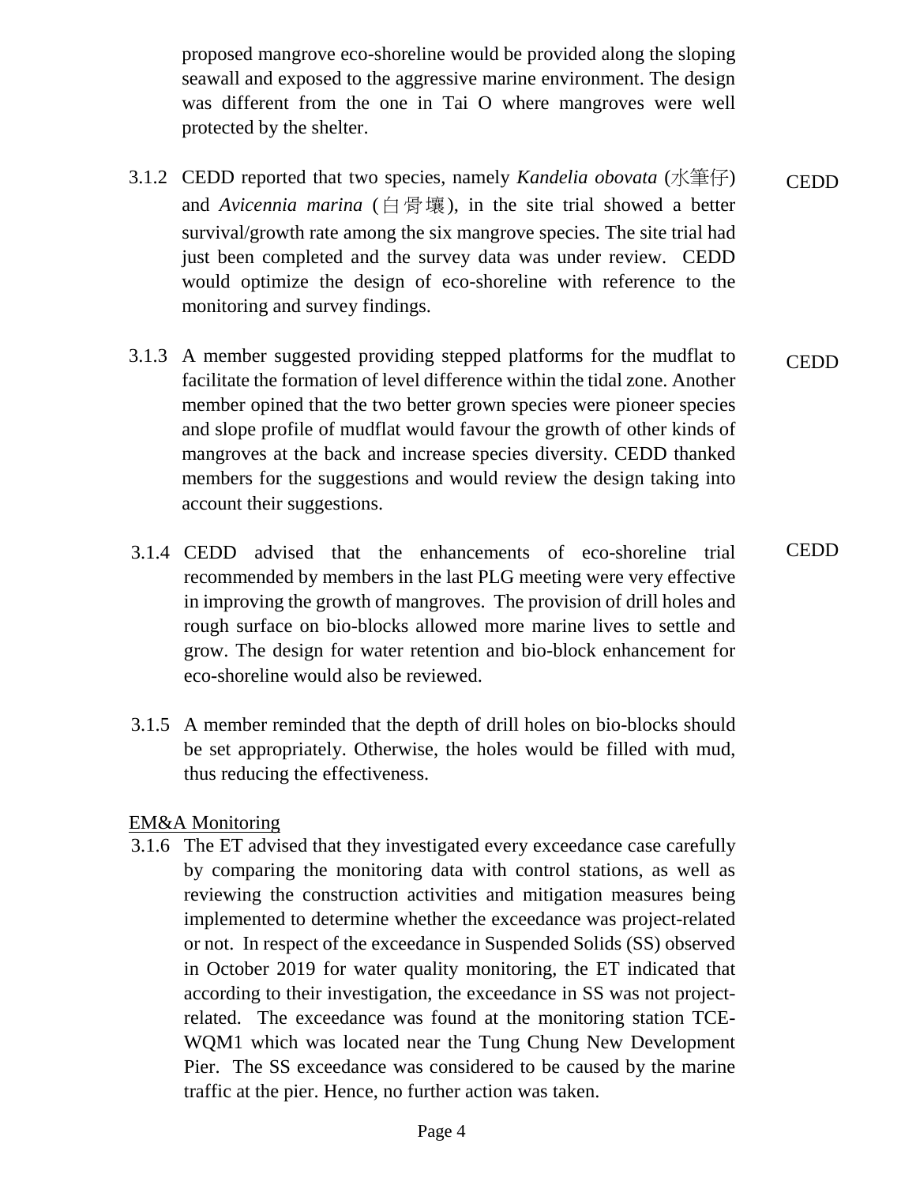proposed mangrove eco-shoreline would be provided along the sloping seawall and exposed to the aggressive marine environment. The design was different from the one in Tai O where mangroves were well protected by the shelter.

3.1.2 CEDD reported that two species, namely *Kandelia obovata* (水筆仔) and *Avicennia marina* (白骨壤), in the site trial showed a better survival/growth rate among the six mangrove species. The site trial had just been completed and the survey data was under review. CEDD would optimize the design of eco-shoreline with reference to the monitoring and survey findings. — CEDD

3.1.3 A member suggested providing stepped platforms for the mudflat to facilitate the formation of level difference within the tidal zone. Another member opined that the two better grown species were pioneer species and slope profile of mudflat would favour the growth of other kinds of mangroves at the back and increase species diversity. CEDD thanked members for the suggestions and would review the design taking into account their suggestions. — CEDD

3.1.4 CEDD advised that the enhancements of eco-shoreline trial recommended by members in the last PLG meeting were very effective in improving the growth of mangroves. The provision of drill holes and rough surface on bio-blocks allowed more marine lives to settle and grow. The design for water retention and bio-block enhancement for eco-shoreline would also be reviewed. — CEDD

3.1.5 A member reminded that the depth of drill holes on bio-blocks should be set appropriately. Otherwise, the holes would be filled with mud, thus reducing the effectiveness.

<u>EM&A Monitoring</u>

3.1.6 The ET advised that they investigated every exceedance case carefully by comparing the monitoring data with control stations, as well as reviewing the construction activities and mitigation measures being implemented to determine whether the exceedance was project-related or not. In respect of the exceedance in Suspended Solids (SS) observed in October 2019 for water quality monitoring, the ET indicated that according to their investigation, the exceedance in SS was not project-related. The exceedance was found at the monitoring station TCE-WQM1 which was located near the Tung Chung New Development Pier. The SS exceedance was considered to be caused by the marine traffic at the pier. Hence, no further action was taken.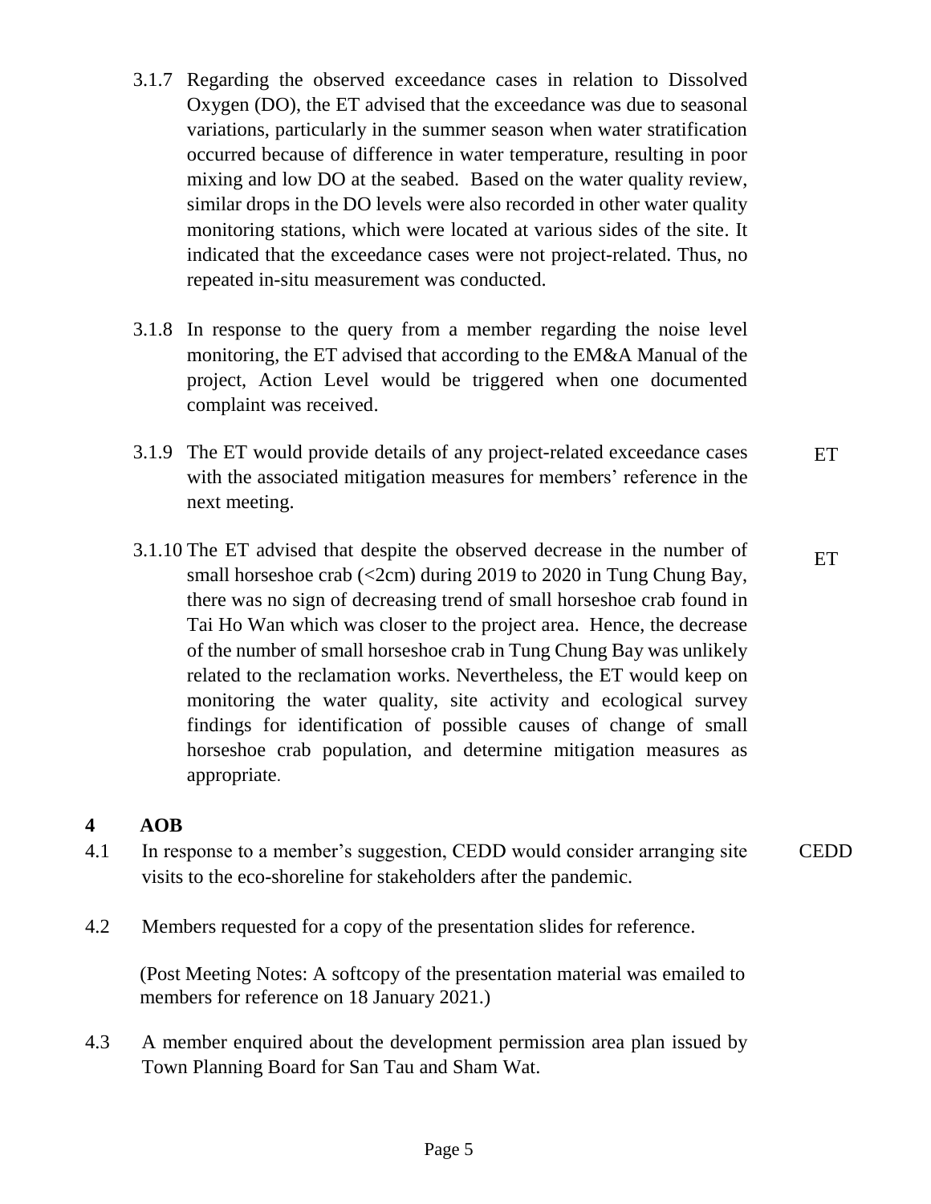3.1.7 Regarding the observed exceedance cases in relation to Dissolved Oxygen (DO), the ET advised that the exceedance was due to seasonal variations, particularly in the summer season when water stratification occurred because of difference in water temperature, resulting in poor mixing and low DO at the seabed. Based on the water quality review, similar drops in the DO levels were also recorded in other water quality monitoring stations, which were located at various sides of the site. It indicated that the exceedance cases were not project-related. Thus, no repeated in-situ measurement was conducted.

3.1.8 In response to the query from a member regarding the noise level monitoring, the ET advised that according to the EM&A Manual of the project, Action Level would be triggered when one documented complaint was received.

3.1.9 The ET would provide details of any project-related exceedance cases with the associated mitigation measures for members' reference in the next meeting. — **ET**

3.1.10 The ET advised that despite the observed decrease in the number of small horseshoe crab (<2cm) during 2019 to 2020 in Tung Chung Bay, there was no sign of decreasing trend of small horseshoe crab found in Tai Ho Wan which was closer to the project area. Hence, the decrease of the number of small horseshoe crab in Tung Chung Bay was unlikely related to the reclamation works. Nevertheless, the ET would keep on monitoring the water quality, site activity and ecological survey findings for identification of possible causes of change of small horseshoe crab population, and determine mitigation measures as appropriate. — **ET**

## 4 AOB

4.1 In response to a member's suggestion, CEDD would consider arranging site visits to the eco-shoreline for stakeholders after the pandemic. — **CEDD**

4.2 Members requested for a copy of the presentation slides for reference.

(Post Meeting Notes: A softcopy of the presentation material was emailed to members for reference on 18 January 2021.)

4.3 A member enquired about the development permission area plan issued by Town Planning Board for San Tau and Sham Wat.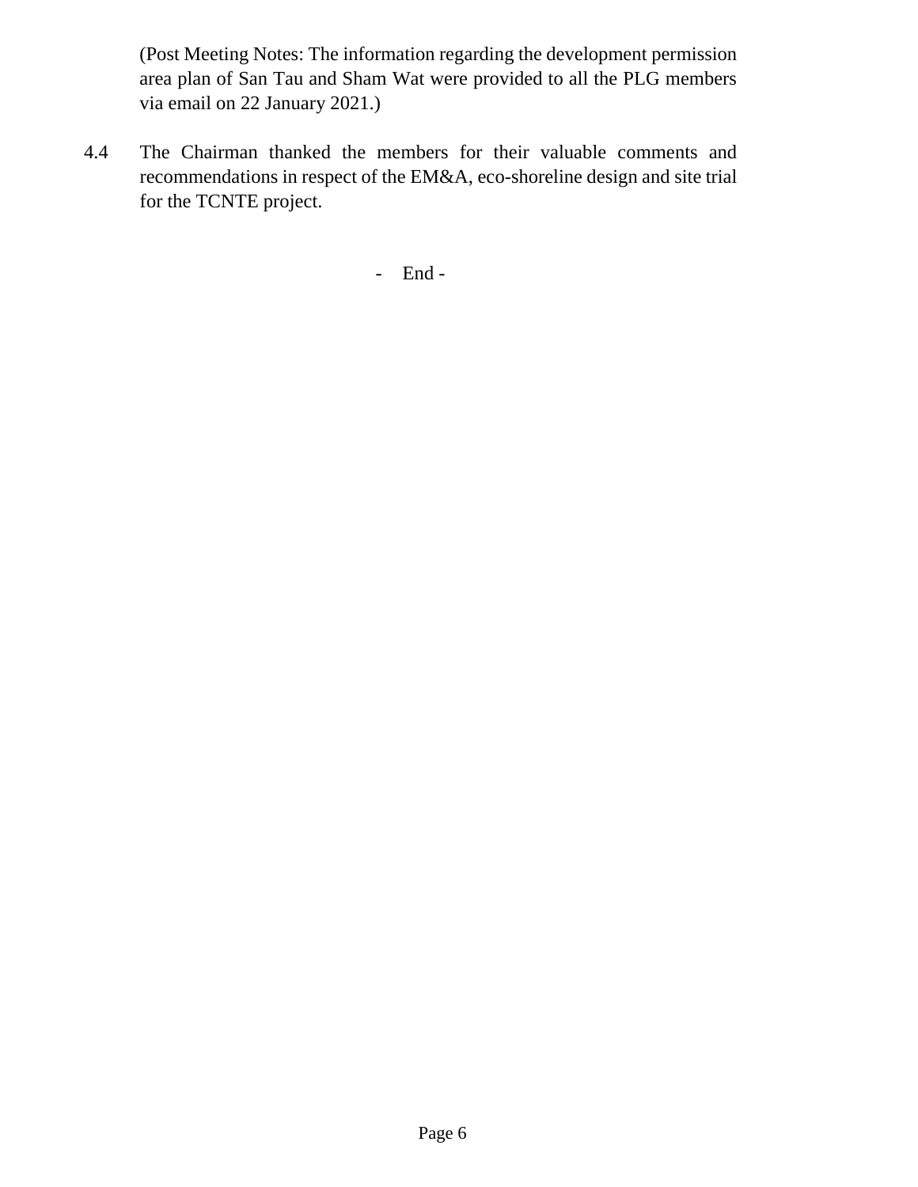(Post Meeting Notes: The information regarding the development permission area plan of San Tau and Sham Wat were provided to all the PLG members via email on 22 January 2021.)

4.4 The Chairman thanked the members for their valuable comments and recommendations in respect of the EM&A, eco-shoreline design and site trial for the TCNTE project.

- End -